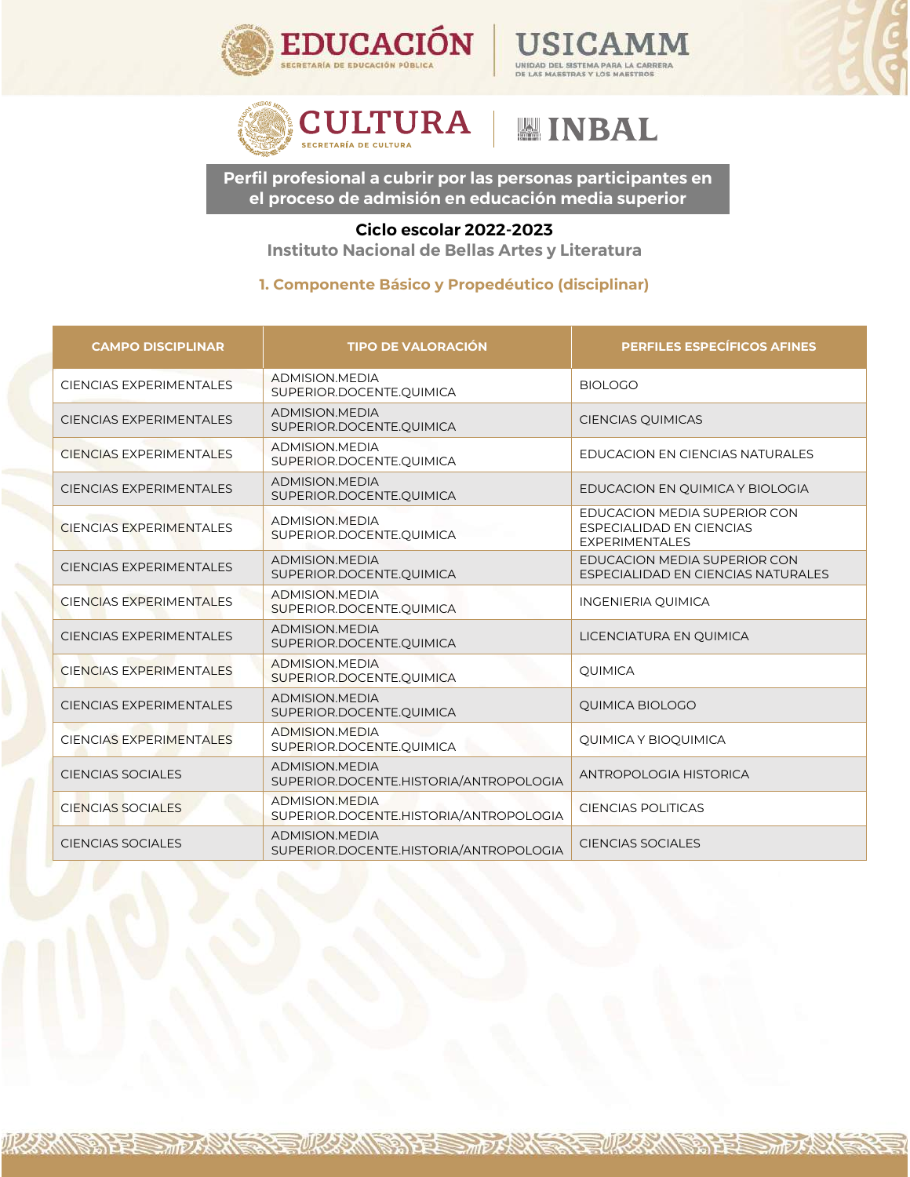EDUCACIÓN — SECRETARÍA DE EDUCACIÓN PÚBLICA | USICAMM — UNIDAD DEL SISTEMA PARA LA CARRERA DE LAS MAESTRAS Y LOS MAESTROS

CULTURA — SECRETARÍA DE CULTURA | INBAL

# Perfil profesional a cubrir por las personas participantes en el proceso de admisión en educación media superior

**Ciclo escolar 2022-2023**

**Instituto Nacional de Bellas Artes y Literatura**

## 1. Componente Básico y Propedéutico (disciplinar)

| CAMPO DISCIPLINAR | TIPO DE VALORACIÓN | PERFILES ESPECÍFICOS AFINES |
|---|---|---|
| CIENCIAS EXPERIMENTALES | ADMISION.MEDIA SUPERIOR.DOCENTE.QUIMICA | BIOLOGO |
| CIENCIAS EXPERIMENTALES | ADMISION.MEDIA SUPERIOR.DOCENTE.QUIMICA | CIENCIAS QUIMICAS |
| CIENCIAS EXPERIMENTALES | ADMISION.MEDIA SUPERIOR.DOCENTE.QUIMICA | EDUCACION EN CIENCIAS NATURALES |
| CIENCIAS EXPERIMENTALES | ADMISION.MEDIA SUPERIOR.DOCENTE.QUIMICA | EDUCACION EN QUIMICA Y BIOLOGIA |
| CIENCIAS EXPERIMENTALES | ADMISION.MEDIA SUPERIOR.DOCENTE.QUIMICA | EDUCACION MEDIA SUPERIOR CON ESPECIALIDAD EN CIENCIAS EXPERIMENTALES |
| CIENCIAS EXPERIMENTALES | ADMISION.MEDIA SUPERIOR.DOCENTE.QUIMICA | EDUCACION MEDIA SUPERIOR CON ESPECIALIDAD EN CIENCIAS NATURALES |
| CIENCIAS EXPERIMENTALES | ADMISION.MEDIA SUPERIOR.DOCENTE.QUIMICA | INGENIERIA QUIMICA |
| CIENCIAS EXPERIMENTALES | ADMISION.MEDIA SUPERIOR.DOCENTE.QUIMICA | LICENCIATURA EN QUIMICA |
| CIENCIAS EXPERIMENTALES | ADMISION.MEDIA SUPERIOR.DOCENTE.QUIMICA | QUIMICA |
| CIENCIAS EXPERIMENTALES | ADMISION.MEDIA SUPERIOR.DOCENTE.QUIMICA | QUIMICA BIOLOGO |
| CIENCIAS EXPERIMENTALES | ADMISION.MEDIA SUPERIOR.DOCENTE.QUIMICA | QUIMICA Y BIOQUIMICA |
| CIENCIAS SOCIALES | ADMISION.MEDIA SUPERIOR.DOCENTE.HISTORIA/ANTROPOLOGIA | ANTROPOLOGIA HISTORICA |
| CIENCIAS SOCIALES | ADMISION.MEDIA SUPERIOR.DOCENTE.HISTORIA/ANTROPOLOGIA | CIENCIAS POLITICAS |
| CIENCIAS SOCIALES | ADMISION.MEDIA SUPERIOR.DOCENTE.HISTORIA/ANTROPOLOGIA | CIENCIAS SOCIALES |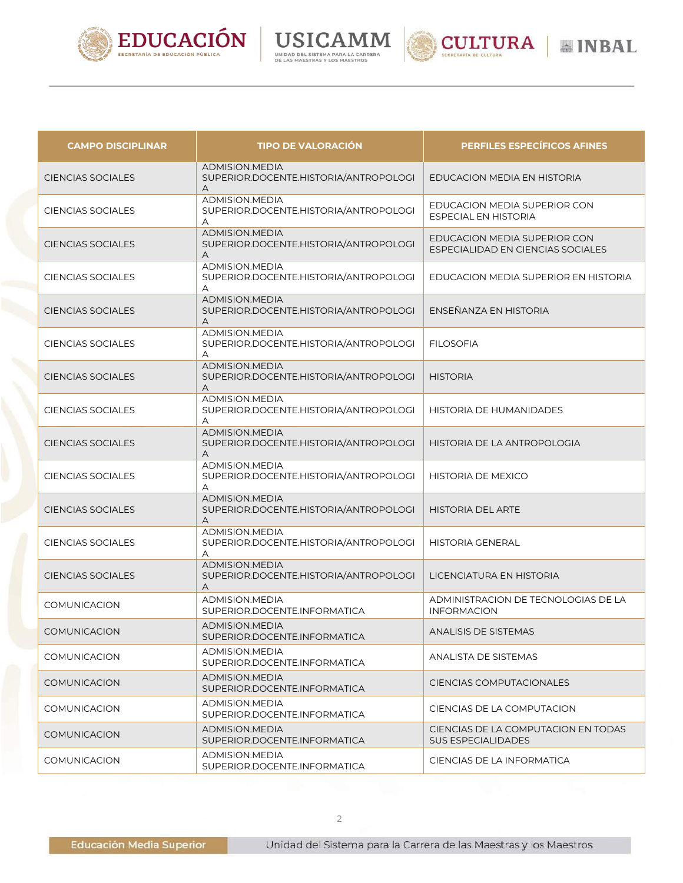| CAMPO DISCIPLINAR | TIPO DE VALORACIÓN | PERFILES ESPECÍFICOS AFINES |
|---|---|---|
| CIENCIAS SOCIALES | ADMISION.MEDIA SUPERIOR.DOCENTE.HISTORIA/ANTROPOLOGIA | EDUCACION MEDIA EN HISTORIA |
| CIENCIAS SOCIALES | ADMISION.MEDIA SUPERIOR.DOCENTE.HISTORIA/ANTROPOLOGIA | EDUCACION MEDIA SUPERIOR CON ESPECIAL EN HISTORIA |
| CIENCIAS SOCIALES | ADMISION.MEDIA SUPERIOR.DOCENTE.HISTORIA/ANTROPOLOGIA | EDUCACION MEDIA SUPERIOR CON ESPECIALIDAD EN CIENCIAS SOCIALES |
| CIENCIAS SOCIALES | ADMISION.MEDIA SUPERIOR.DOCENTE.HISTORIA/ANTROPOLOGIA | EDUCACION MEDIA SUPERIOR EN HISTORIA |
| CIENCIAS SOCIALES | ADMISION.MEDIA SUPERIOR.DOCENTE.HISTORIA/ANTROPOLOGIA | ENSEÑANZA EN HISTORIA |
| CIENCIAS SOCIALES | ADMISION.MEDIA SUPERIOR.DOCENTE.HISTORIA/ANTROPOLOGIA | FILOSOFIA |
| CIENCIAS SOCIALES | ADMISION.MEDIA SUPERIOR.DOCENTE.HISTORIA/ANTROPOLOGIA | HISTORIA |
| CIENCIAS SOCIALES | ADMISION.MEDIA SUPERIOR.DOCENTE.HISTORIA/ANTROPOLOGIA | HISTORIA DE HUMANIDADES |
| CIENCIAS SOCIALES | ADMISION.MEDIA SUPERIOR.DOCENTE.HISTORIA/ANTROPOLOGIA | HISTORIA DE LA ANTROPOLOGIA |
| CIENCIAS SOCIALES | ADMISION.MEDIA SUPERIOR.DOCENTE.HISTORIA/ANTROPOLOGIA | HISTORIA DE MEXICO |
| CIENCIAS SOCIALES | ADMISION.MEDIA SUPERIOR.DOCENTE.HISTORIA/ANTROPOLOGIA | HISTORIA DEL ARTE |
| CIENCIAS SOCIALES | ADMISION.MEDIA SUPERIOR.DOCENTE.HISTORIA/ANTROPOLOGIA | HISTORIA GENERAL |
| CIENCIAS SOCIALES | ADMISION.MEDIA SUPERIOR.DOCENTE.HISTORIA/ANTROPOLOGIA | LICENCIATURA EN HISTORIA |
| COMUNICACION | ADMISION.MEDIA SUPERIOR.DOCENTE.INFORMATICA | ADMINISTRACION DE TECNOLOGIAS DE LA INFORMACION |
| COMUNICACION | ADMISION.MEDIA SUPERIOR.DOCENTE.INFORMATICA | ANALISIS DE SISTEMAS |
| COMUNICACION | ADMISION.MEDIA SUPERIOR.DOCENTE.INFORMATICA | ANALISTA DE SISTEMAS |
| COMUNICACION | ADMISION.MEDIA SUPERIOR.DOCENTE.INFORMATICA | CIENCIAS COMPUTACIONALES |
| COMUNICACION | ADMISION.MEDIA SUPERIOR.DOCENTE.INFORMATICA | CIENCIAS DE LA COMPUTACION |
| COMUNICACION | ADMISION.MEDIA SUPERIOR.DOCENTE.INFORMATICA | CIENCIAS DE LA COMPUTACION EN TODAS SUS ESPECIALIDADES |
| COMUNICACION | ADMISION.MEDIA SUPERIOR.DOCENTE.INFORMATICA | CIENCIAS DE LA INFORMATICA |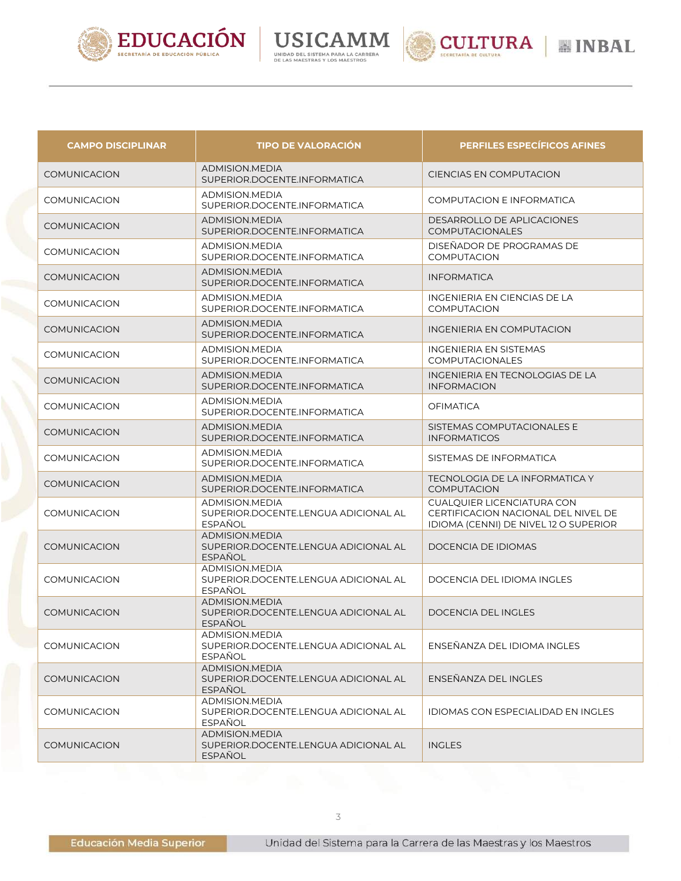| CAMPO DISCIPLINAR | TIPO DE VALORACIÓN | PERFILES ESPECÍFICOS AFINES |
|---|---|---|
| COMUNICACION | ADMISION.MEDIA SUPERIOR.DOCENTE.INFORMATICA | CIENCIAS EN COMPUTACION |
| COMUNICACION | ADMISION.MEDIA SUPERIOR.DOCENTE.INFORMATICA | COMPUTACION E INFORMATICA |
| COMUNICACION | ADMISION.MEDIA SUPERIOR.DOCENTE.INFORMATICA | DESARROLLO DE APLICACIONES COMPUTACIONALES |
| COMUNICACION | ADMISION.MEDIA SUPERIOR.DOCENTE.INFORMATICA | DISEÑADOR DE PROGRAMAS DE COMPUTACION |
| COMUNICACION | ADMISION.MEDIA SUPERIOR.DOCENTE.INFORMATICA | INFORMATICA |
| COMUNICACION | ADMISION.MEDIA SUPERIOR.DOCENTE.INFORMATICA | INGENIERIA EN CIENCIAS DE LA COMPUTACION |
| COMUNICACION | ADMISION.MEDIA SUPERIOR.DOCENTE.INFORMATICA | INGENIERIA EN COMPUTACION |
| COMUNICACION | ADMISION.MEDIA SUPERIOR.DOCENTE.INFORMATICA | INGENIERIA EN SISTEMAS COMPUTACIONALES |
| COMUNICACION | ADMISION.MEDIA SUPERIOR.DOCENTE.INFORMATICA | INGENIERIA EN TECNOLOGIAS DE LA INFORMACION |
| COMUNICACION | ADMISION.MEDIA SUPERIOR.DOCENTE.INFORMATICA | OFIMATICA |
| COMUNICACION | ADMISION.MEDIA SUPERIOR.DOCENTE.INFORMATICA | SISTEMAS COMPUTACIONALES E INFORMATICOS |
| COMUNICACION | ADMISION.MEDIA SUPERIOR.DOCENTE.INFORMATICA | SISTEMAS DE INFORMATICA |
| COMUNICACION | ADMISION.MEDIA SUPERIOR.DOCENTE.INFORMATICA | TECNOLOGIA DE LA INFORMATICA Y COMPUTACION |
| COMUNICACION | ADMISION.MEDIA SUPERIOR.DOCENTE.LENGUA ADICIONAL AL ESPAÑOL | CUALQUIER LICENCIATURA CON CERTIFICACION NACIONAL DEL NIVEL DE IDIOMA (CENNI) DE NIVEL 12 O SUPERIOR |
| COMUNICACION | ADMISION.MEDIA SUPERIOR.DOCENTE.LENGUA ADICIONAL AL ESPAÑOL | DOCENCIA DE IDIOMAS |
| COMUNICACION | ADMISION.MEDIA SUPERIOR.DOCENTE.LENGUA ADICIONAL AL ESPAÑOL | DOCENCIA DEL IDIOMA INGLES |
| COMUNICACION | ADMISION.MEDIA SUPERIOR.DOCENTE.LENGUA ADICIONAL AL ESPAÑOL | DOCENCIA DEL INGLES |
| COMUNICACION | ADMISION.MEDIA SUPERIOR.DOCENTE.LENGUA ADICIONAL AL ESPAÑOL | ENSEÑANZA DEL IDIOMA INGLES |
| COMUNICACION | ADMISION.MEDIA SUPERIOR.DOCENTE.LENGUA ADICIONAL AL ESPAÑOL | ENSEÑANZA DEL INGLES |
| COMUNICACION | ADMISION.MEDIA SUPERIOR.DOCENTE.LENGUA ADICIONAL AL ESPAÑOL | IDIOMAS CON ESPECIALIDAD EN INGLES |
| COMUNICACION | ADMISION.MEDIA SUPERIOR.DOCENTE.LENGUA ADICIONAL AL ESPAÑOL | INGLES |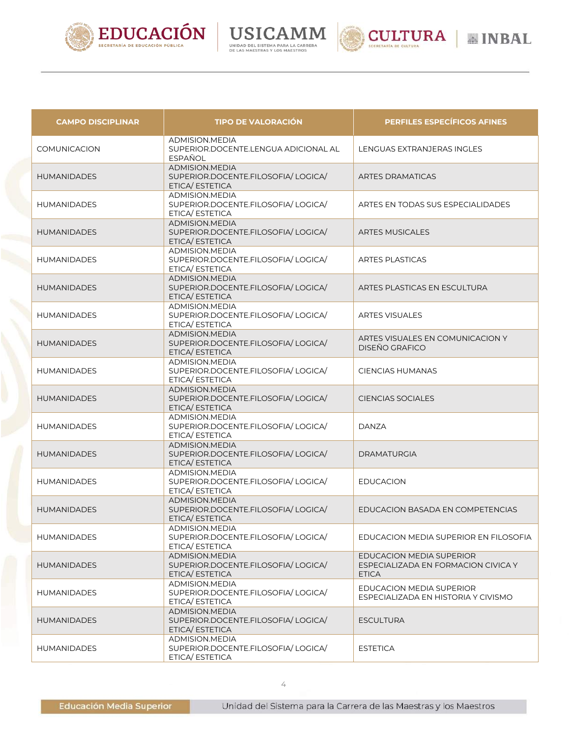| CAMPO DISCIPLINAR | TIPO DE VALORACIÓN | PERFILES ESPECÍFICOS AFINES |
| --- | --- | --- |
| COMUNICACION | ADMISION.MEDIA SUPERIOR.DOCENTE.LENGUA ADICIONAL AL ESPAÑOL | LENGUAS EXTRANJERAS INGLES |
| HUMANIDADES | ADMISION.MEDIA SUPERIOR.DOCENTE.FILOSOFIA/ LOGICA/ ETICA/ ESTETICA | ARTES DRAMATICAS |
| HUMANIDADES | ADMISION.MEDIA SUPERIOR.DOCENTE.FILOSOFIA/ LOGICA/ ETICA/ ESTETICA | ARTES EN TODAS SUS ESPECIALIDADES |
| HUMANIDADES | ADMISION.MEDIA SUPERIOR.DOCENTE.FILOSOFIA/ LOGICA/ ETICA/ ESTETICA | ARTES MUSICALES |
| HUMANIDADES | ADMISION.MEDIA SUPERIOR.DOCENTE.FILOSOFIA/ LOGICA/ ETICA/ ESTETICA | ARTES PLASTICAS |
| HUMANIDADES | ADMISION.MEDIA SUPERIOR.DOCENTE.FILOSOFIA/ LOGICA/ ETICA/ ESTETICA | ARTES PLASTICAS EN ESCULTURA |
| HUMANIDADES | ADMISION.MEDIA SUPERIOR.DOCENTE.FILOSOFIA/ LOGICA/ ETICA/ ESTETICA | ARTES VISUALES |
| HUMANIDADES | ADMISION.MEDIA SUPERIOR.DOCENTE.FILOSOFIA/ LOGICA/ ETICA/ ESTETICA | ARTES VISUALES EN COMUNICACION Y DISEÑO GRAFICO |
| HUMANIDADES | ADMISION.MEDIA SUPERIOR.DOCENTE.FILOSOFIA/ LOGICA/ ETICA/ ESTETICA | CIENCIAS HUMANAS |
| HUMANIDADES | ADMISION.MEDIA SUPERIOR.DOCENTE.FILOSOFIA/ LOGICA/ ETICA/ ESTETICA | CIENCIAS SOCIALES |
| HUMANIDADES | ADMISION.MEDIA SUPERIOR.DOCENTE.FILOSOFIA/ LOGICA/ ETICA/ ESTETICA | DANZA |
| HUMANIDADES | ADMISION.MEDIA SUPERIOR.DOCENTE.FILOSOFIA/ LOGICA/ ETICA/ ESTETICA | DRAMATURGIA |
| HUMANIDADES | ADMISION.MEDIA SUPERIOR.DOCENTE.FILOSOFIA/ LOGICA/ ETICA/ ESTETICA | EDUCACION |
| HUMANIDADES | ADMISION.MEDIA SUPERIOR.DOCENTE.FILOSOFIA/ LOGICA/ ETICA/ ESTETICA | EDUCACION BASADA EN COMPETENCIAS |
| HUMANIDADES | ADMISION.MEDIA SUPERIOR.DOCENTE.FILOSOFIA/ LOGICA/ ETICA/ ESTETICA | EDUCACION MEDIA SUPERIOR EN FILOSOFIA |
| HUMANIDADES | ADMISION.MEDIA SUPERIOR.DOCENTE.FILOSOFIA/ LOGICA/ ETICA/ ESTETICA | EDUCACION MEDIA SUPERIOR ESPECIALIZADA EN FORMACION CIVICA Y ETICA |
| HUMANIDADES | ADMISION.MEDIA SUPERIOR.DOCENTE.FILOSOFIA/ LOGICA/ ETICA/ ESTETICA | EDUCACION MEDIA SUPERIOR ESPECIALIZADA EN HISTORIA Y CIVISMO |
| HUMANIDADES | ADMISION.MEDIA SUPERIOR.DOCENTE.FILOSOFIA/ LOGICA/ ETICA/ ESTETICA | ESCULTURA |
| HUMANIDADES | ADMISION.MEDIA SUPERIOR.DOCENTE.FILOSOFIA/ LOGICA/ ETICA/ ESTETICA | ESTETICA |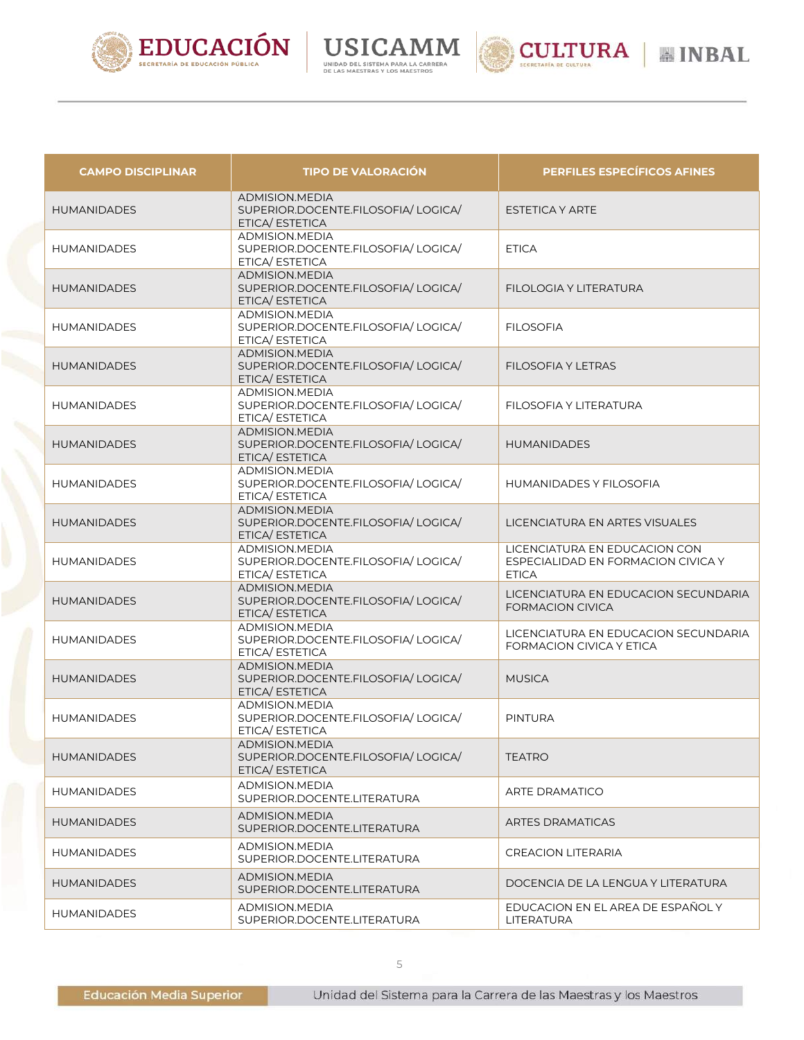| CAMPO DISCIPLINAR | TIPO DE VALORACIÓN | PERFILES ESPECÍFICOS AFINES |
|---|---|---|
| HUMANIDADES | ADMISION.MEDIA SUPERIOR.DOCENTE.FILOSOFIA/ LOGICA/ ETICA/ ESTETICA | ESTETICA Y ARTE |
| HUMANIDADES | ADMISION.MEDIA SUPERIOR.DOCENTE.FILOSOFIA/ LOGICA/ ETICA/ ESTETICA | ETICA |
| HUMANIDADES | ADMISION.MEDIA SUPERIOR.DOCENTE.FILOSOFIA/ LOGICA/ ETICA/ ESTETICA | FILOLOGIA Y LITERATURA |
| HUMANIDADES | ADMISION.MEDIA SUPERIOR.DOCENTE.FILOSOFIA/ LOGICA/ ETICA/ ESTETICA | FILOSOFIA |
| HUMANIDADES | ADMISION.MEDIA SUPERIOR.DOCENTE.FILOSOFIA/ LOGICA/ ETICA/ ESTETICA | FILOSOFIA Y LETRAS |
| HUMANIDADES | ADMISION.MEDIA SUPERIOR.DOCENTE.FILOSOFIA/ LOGICA/ ETICA/ ESTETICA | FILOSOFIA Y LITERATURA |
| HUMANIDADES | ADMISION.MEDIA SUPERIOR.DOCENTE.FILOSOFIA/ LOGICA/ ETICA/ ESTETICA | HUMANIDADES |
| HUMANIDADES | ADMISION.MEDIA SUPERIOR.DOCENTE.FILOSOFIA/ LOGICA/ ETICA/ ESTETICA | HUMANIDADES Y FILOSOFIA |
| HUMANIDADES | ADMISION.MEDIA SUPERIOR.DOCENTE.FILOSOFIA/ LOGICA/ ETICA/ ESTETICA | LICENCIATURA EN ARTES VISUALES |
| HUMANIDADES | ADMISION.MEDIA SUPERIOR.DOCENTE.FILOSOFIA/ LOGICA/ ETICA/ ESTETICA | LICENCIATURA EN EDUCACION CON ESPECIALIDAD EN FORMACION CIVICA Y ETICA |
| HUMANIDADES | ADMISION.MEDIA SUPERIOR.DOCENTE.FILOSOFIA/ LOGICA/ ETICA/ ESTETICA | LICENCIATURA EN EDUCACION SECUNDARIA FORMACION CIVICA |
| HUMANIDADES | ADMISION.MEDIA SUPERIOR.DOCENTE.FILOSOFIA/ LOGICA/ ETICA/ ESTETICA | LICENCIATURA EN EDUCACION SECUNDARIA FORMACION CIVICA Y ETICA |
| HUMANIDADES | ADMISION.MEDIA SUPERIOR.DOCENTE.FILOSOFIA/ LOGICA/ ETICA/ ESTETICA | MUSICA |
| HUMANIDADES | ADMISION.MEDIA SUPERIOR.DOCENTE.FILOSOFIA/ LOGICA/ ETICA/ ESTETICA | PINTURA |
| HUMANIDADES | ADMISION.MEDIA SUPERIOR.DOCENTE.FILOSOFIA/ LOGICA/ ETICA/ ESTETICA | TEATRO |
| HUMANIDADES | ADMISION.MEDIA SUPERIOR.DOCENTE.LITERATURA | ARTE DRAMATICO |
| HUMANIDADES | ADMISION.MEDIA SUPERIOR.DOCENTE.LITERATURA | ARTES DRAMATICAS |
| HUMANIDADES | ADMISION.MEDIA SUPERIOR.DOCENTE.LITERATURA | CREACION LITERARIA |
| HUMANIDADES | ADMISION.MEDIA SUPERIOR.DOCENTE.LITERATURA | DOCENCIA DE LA LENGUA Y LITERATURA |
| HUMANIDADES | ADMISION.MEDIA SUPERIOR.DOCENTE.LITERATURA | EDUCACION EN EL AREA DE ESPAÑOL Y LITERATURA |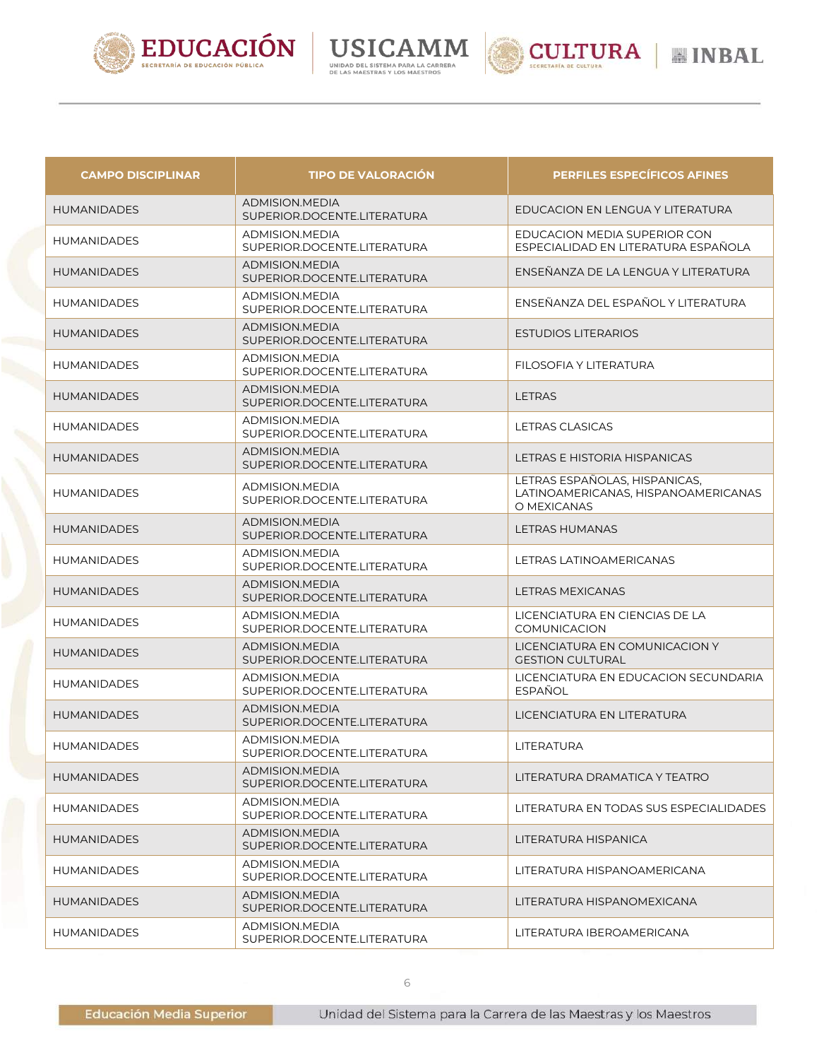| CAMPO DISCIPLINAR | TIPO DE VALORACIÓN | PERFILES ESPECÍFICOS AFINES |
|---|---|---|
| HUMANIDADES | ADMISION.MEDIA SUPERIOR.DOCENTE.LITERATURA | EDUCACION EN LENGUA Y LITERATURA |
| HUMANIDADES | ADMISION.MEDIA SUPERIOR.DOCENTE.LITERATURA | EDUCACION MEDIA SUPERIOR CON ESPECIALIDAD EN LITERATURA ESPAÑOLA |
| HUMANIDADES | ADMISION.MEDIA SUPERIOR.DOCENTE.LITERATURA | ENSEÑANZA DE LA LENGUA Y LITERATURA |
| HUMANIDADES | ADMISION.MEDIA SUPERIOR.DOCENTE.LITERATURA | ENSEÑANZA DEL ESPAÑOL Y LITERATURA |
| HUMANIDADES | ADMISION.MEDIA SUPERIOR.DOCENTE.LITERATURA | ESTUDIOS LITERARIOS |
| HUMANIDADES | ADMISION.MEDIA SUPERIOR.DOCENTE.LITERATURA | FILOSOFIA Y LITERATURA |
| HUMANIDADES | ADMISION.MEDIA SUPERIOR.DOCENTE.LITERATURA | LETRAS |
| HUMANIDADES | ADMISION.MEDIA SUPERIOR.DOCENTE.LITERATURA | LETRAS CLASICAS |
| HUMANIDADES | ADMISION.MEDIA SUPERIOR.DOCENTE.LITERATURA | LETRAS E HISTORIA HISPANICAS |
| HUMANIDADES | ADMISION.MEDIA SUPERIOR.DOCENTE.LITERATURA | LETRAS ESPAÑOLAS, HISPANICAS, LATINOAMERICANAS, HISPANOAMERICANAS O MEXICANAS |
| HUMANIDADES | ADMISION.MEDIA SUPERIOR.DOCENTE.LITERATURA | LETRAS HUMANAS |
| HUMANIDADES | ADMISION.MEDIA SUPERIOR.DOCENTE.LITERATURA | LETRAS LATINOAMERICANAS |
| HUMANIDADES | ADMISION.MEDIA SUPERIOR.DOCENTE.LITERATURA | LETRAS MEXICANAS |
| HUMANIDADES | ADMISION.MEDIA SUPERIOR.DOCENTE.LITERATURA | LICENCIATURA EN CIENCIAS DE LA COMUNICACION |
| HUMANIDADES | ADMISION.MEDIA SUPERIOR.DOCENTE.LITERATURA | LICENCIATURA EN COMUNICACION Y GESTION CULTURAL |
| HUMANIDADES | ADMISION.MEDIA SUPERIOR.DOCENTE.LITERATURA | LICENCIATURA EN EDUCACION SECUNDARIA ESPAÑOL |
| HUMANIDADES | ADMISION.MEDIA SUPERIOR.DOCENTE.LITERATURA | LICENCIATURA EN LITERATURA |
| HUMANIDADES | ADMISION.MEDIA SUPERIOR.DOCENTE.LITERATURA | LITERATURA |
| HUMANIDADES | ADMISION.MEDIA SUPERIOR.DOCENTE.LITERATURA | LITERATURA DRAMATICA Y TEATRO |
| HUMANIDADES | ADMISION.MEDIA SUPERIOR.DOCENTE.LITERATURA | LITERATURA EN TODAS SUS ESPECIALIDADES |
| HUMANIDADES | ADMISION.MEDIA SUPERIOR.DOCENTE.LITERATURA | LITERATURA HISPANICA |
| HUMANIDADES | ADMISION.MEDIA SUPERIOR.DOCENTE.LITERATURA | LITERATURA HISPANOAMERICANA |
| HUMANIDADES | ADMISION.MEDIA SUPERIOR.DOCENTE.LITERATURA | LITERATURA HISPANOMEXICANA |
| HUMANIDADES | ADMISION.MEDIA SUPERIOR.DOCENTE.LITERATURA | LITERATURA IBEROAMERICANA |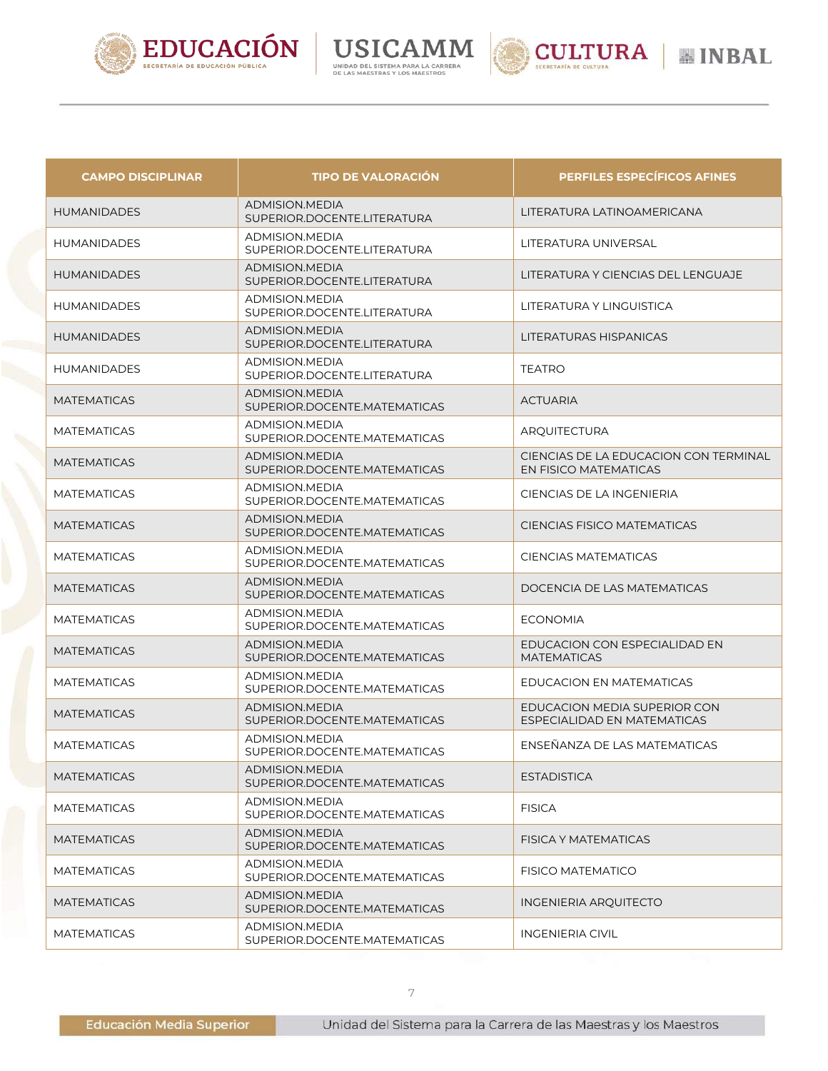| CAMPO DISCIPLINAR | TIPO DE VALORACIÓN | PERFILES ESPECÍFICOS AFINES |
|---|---|---|
| HUMANIDADES | ADMISION.MEDIA SUPERIOR.DOCENTE.LITERATURA | LITERATURA LATINOAMERICANA |
| HUMANIDADES | ADMISION.MEDIA SUPERIOR.DOCENTE.LITERATURA | LITERATURA UNIVERSAL |
| HUMANIDADES | ADMISION.MEDIA SUPERIOR.DOCENTE.LITERATURA | LITERATURA Y CIENCIAS DEL LENGUAJE |
| HUMANIDADES | ADMISION.MEDIA SUPERIOR.DOCENTE.LITERATURA | LITERATURA Y LINGUISTICA |
| HUMANIDADES | ADMISION.MEDIA SUPERIOR.DOCENTE.LITERATURA | LITERATURAS HISPANICAS |
| HUMANIDADES | ADMISION.MEDIA SUPERIOR.DOCENTE.LITERATURA | TEATRO |
| MATEMATICAS | ADMISION.MEDIA SUPERIOR.DOCENTE.MATEMATICAS | ACTUARIA |
| MATEMATICAS | ADMISION.MEDIA SUPERIOR.DOCENTE.MATEMATICAS | ARQUITECTURA |
| MATEMATICAS | ADMISION.MEDIA SUPERIOR.DOCENTE.MATEMATICAS | CIENCIAS DE LA EDUCACION CON TERMINAL EN FISICO MATEMATICAS |
| MATEMATICAS | ADMISION.MEDIA SUPERIOR.DOCENTE.MATEMATICAS | CIENCIAS DE LA INGENIERIA |
| MATEMATICAS | ADMISION.MEDIA SUPERIOR.DOCENTE.MATEMATICAS | CIENCIAS FISICO MATEMATICAS |
| MATEMATICAS | ADMISION.MEDIA SUPERIOR.DOCENTE.MATEMATICAS | CIENCIAS MATEMATICAS |
| MATEMATICAS | ADMISION.MEDIA SUPERIOR.DOCENTE.MATEMATICAS | DOCENCIA DE LAS MATEMATICAS |
| MATEMATICAS | ADMISION.MEDIA SUPERIOR.DOCENTE.MATEMATICAS | ECONOMIA |
| MATEMATICAS | ADMISION.MEDIA SUPERIOR.DOCENTE.MATEMATICAS | EDUCACION CON ESPECIALIDAD EN MATEMATICAS |
| MATEMATICAS | ADMISION.MEDIA SUPERIOR.DOCENTE.MATEMATICAS | EDUCACION EN MATEMATICAS |
| MATEMATICAS | ADMISION.MEDIA SUPERIOR.DOCENTE.MATEMATICAS | EDUCACION MEDIA SUPERIOR CON ESPECIALIDAD EN MATEMATICAS |
| MATEMATICAS | ADMISION.MEDIA SUPERIOR.DOCENTE.MATEMATICAS | ENSEÑANZA DE LAS MATEMATICAS |
| MATEMATICAS | ADMISION.MEDIA SUPERIOR.DOCENTE.MATEMATICAS | ESTADISTICA |
| MATEMATICAS | ADMISION.MEDIA SUPERIOR.DOCENTE.MATEMATICAS | FISICA |
| MATEMATICAS | ADMISION.MEDIA SUPERIOR.DOCENTE.MATEMATICAS | FISICA Y MATEMATICAS |
| MATEMATICAS | ADMISION.MEDIA SUPERIOR.DOCENTE.MATEMATICAS | FISICO MATEMATICO |
| MATEMATICAS | ADMISION.MEDIA SUPERIOR.DOCENTE.MATEMATICAS | INGENIERIA ARQUITECTO |
| MATEMATICAS | ADMISION.MEDIA SUPERIOR.DOCENTE.MATEMATICAS | INGENIERIA CIVIL |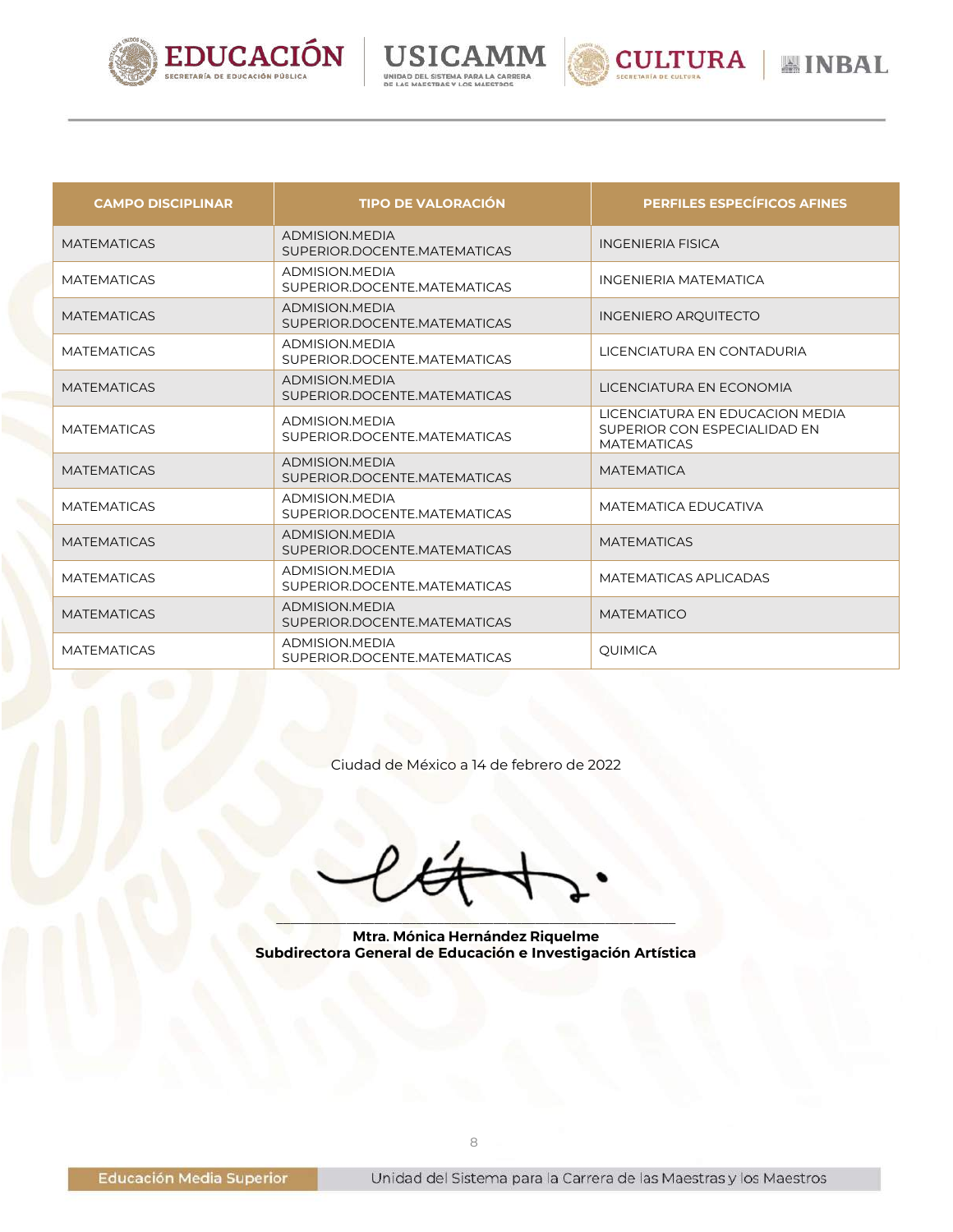| CAMPO DISCIPLINAR | TIPO DE VALORACIÓN | PERFILES ESPECÍFICOS AFINES |
|---|---|---|
| MATEMATICAS | ADMISION.MEDIA SUPERIOR.DOCENTE.MATEMATICAS | INGENIERIA FISICA |
| MATEMATICAS | ADMISION.MEDIA SUPERIOR.DOCENTE.MATEMATICAS | INGENIERIA MATEMATICA |
| MATEMATICAS | ADMISION.MEDIA SUPERIOR.DOCENTE.MATEMATICAS | INGENIERO ARQUITECTO |
| MATEMATICAS | ADMISION.MEDIA SUPERIOR.DOCENTE.MATEMATICAS | LICENCIATURA EN CONTADURIA |
| MATEMATICAS | ADMISION.MEDIA SUPERIOR.DOCENTE.MATEMATICAS | LICENCIATURA EN ECONOMIA |
| MATEMATICAS | ADMISION.MEDIA SUPERIOR.DOCENTE.MATEMATICAS | LICENCIATURA EN EDUCACION MEDIA SUPERIOR CON ESPECIALIDAD EN MATEMATICAS |
| MATEMATICAS | ADMISION.MEDIA SUPERIOR.DOCENTE.MATEMATICAS | MATEMATICA |
| MATEMATICAS | ADMISION.MEDIA SUPERIOR.DOCENTE.MATEMATICAS | MATEMATICA EDUCATIVA |
| MATEMATICAS | ADMISION.MEDIA SUPERIOR.DOCENTE.MATEMATICAS | MATEMATICAS |
| MATEMATICAS | ADMISION.MEDIA SUPERIOR.DOCENTE.MATEMATICAS | MATEMATICAS APLICADAS |
| MATEMATICAS | ADMISION.MEDIA SUPERIOR.DOCENTE.MATEMATICAS | MATEMATICO |
| MATEMATICAS | ADMISION.MEDIA SUPERIOR.DOCENTE.MATEMATICAS | QUIMICA |

Ciudad de México a 14 de febrero de 2022

**Mtra. Mónica Hernández Riquelme**
**Subdirectora General de Educación e Investigación Artística**